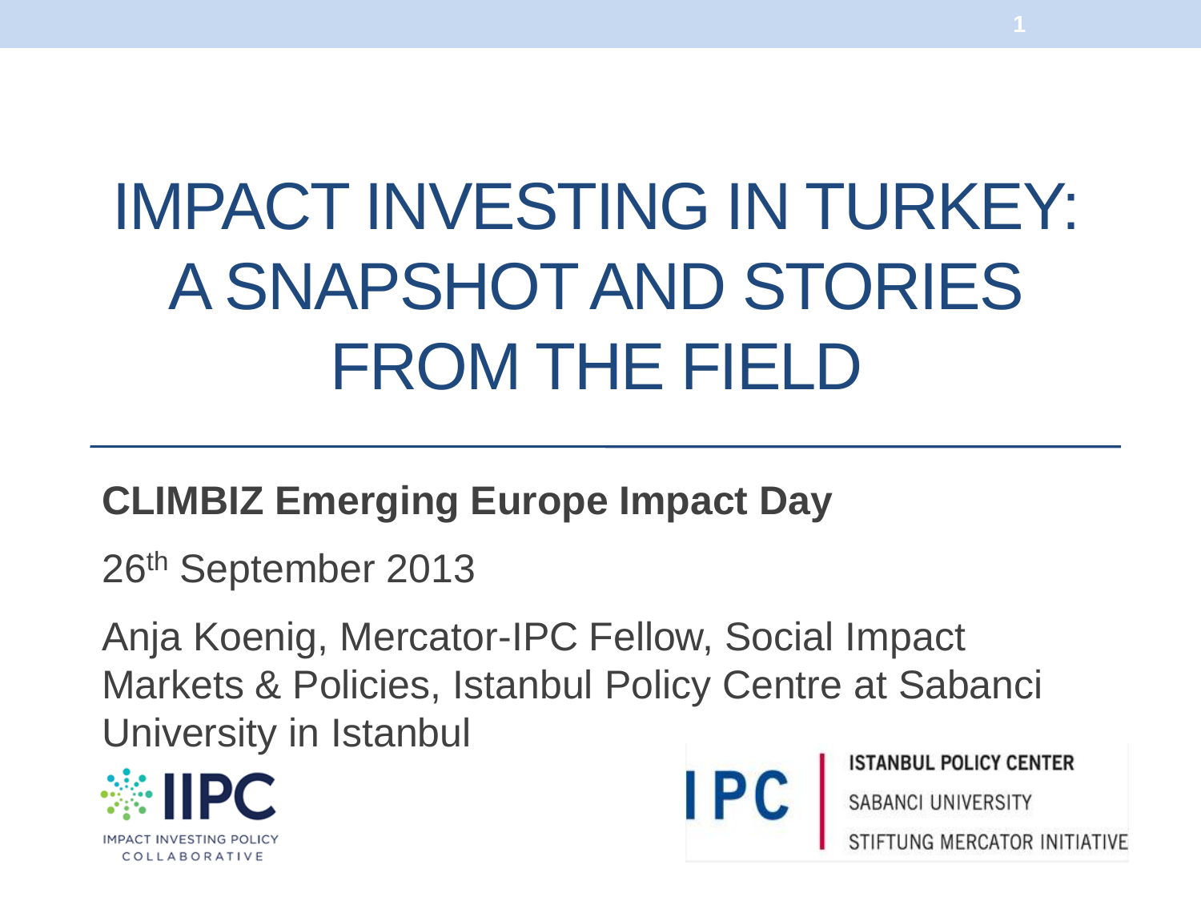# IMPACT INVESTING IN TURKEY: A SNAPSHOT AND STORIES FROM THE FIELD

**CLIMBIZ Emerging Europe Impact Day**

26th September 2013

Anja Koenig, Mercator-IPC Fellow, Social Impact Markets & Policies, Istanbul Policy Centre at Sabanci University in Istanbul

IIPC
IMPACT INVESTING POLICY COLLABORATIVE

IPC | ISTANBUL POLICY CENTER
SABANCI UNIVERSITY
STIFTUNG MERCATOR INITIATIVE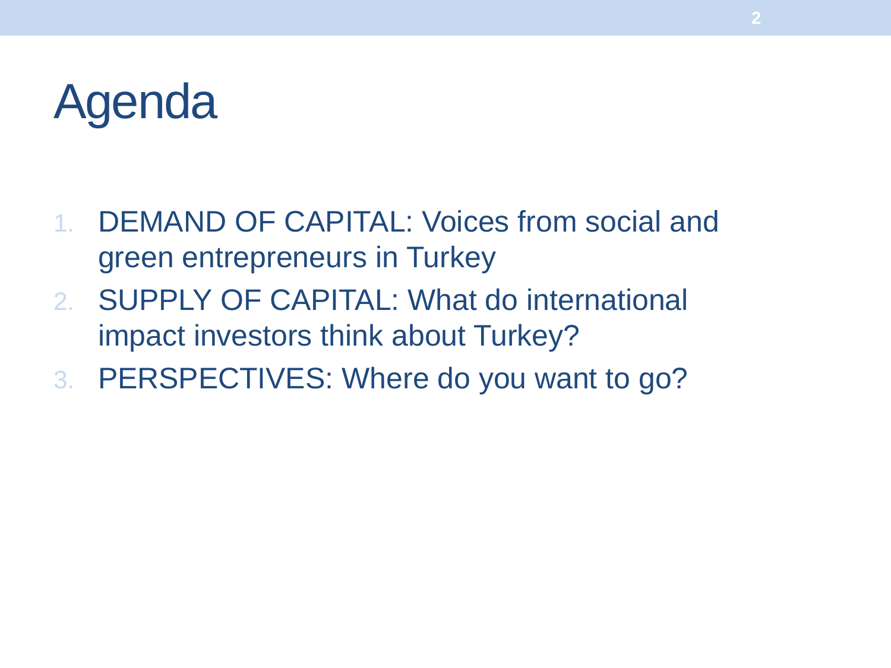# Agenda

1. DEMAND OF CAPITAL: Voices from social and green entrepreneurs in Turkey
2. SUPPLY OF CAPITAL: What do international impact investors think about Turkey?
3. PERSPECTIVES: Where do you want to go?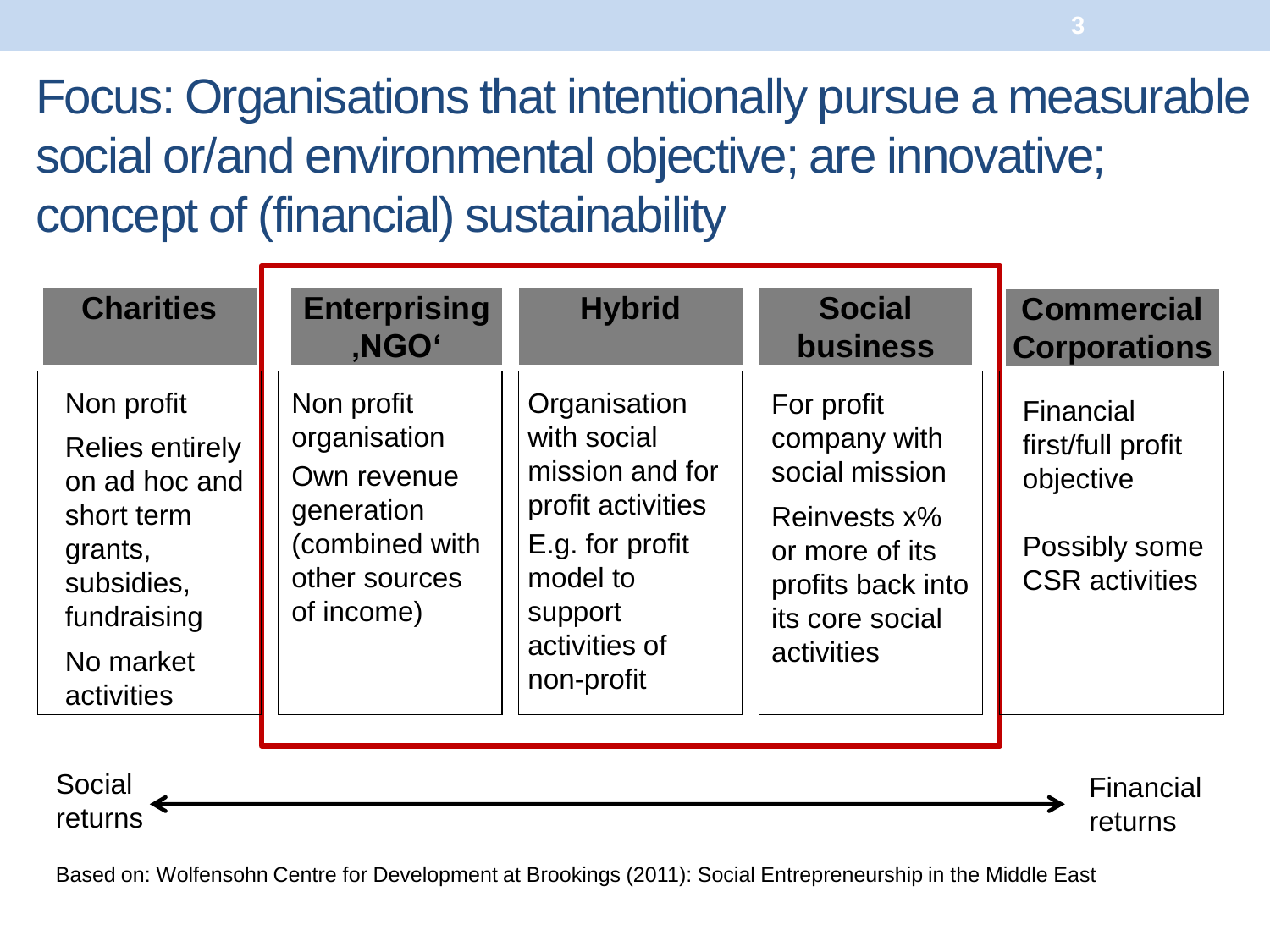# Focus: Organisations that intentionally pursue a measurable social or/and environmental objective; are innovative; concept of (financial) sustainability

| Charities | Enterprising ‚NGO‘ | Hybrid | Social business | Commercial Corporations |
|---|---|---|---|---|
| Non profit<br>Relies entirely on ad hoc and short term grants, subsidies, fundraising<br>No market activities | Non profit organisation<br>Own revenue generation (combined with other sources of income) | Organisation with social mission and for profit activities<br>E.g. for profit model to support activities of non-profit | For profit company with social mission<br>Reinvests x% or more of its profits back into its core social activities | Financial first/full profit objective<br>Possibly some CSR activities |

Social returns ⟵⟶ Financial returns

Based on: Wolfensohn Centre for Development at Brookings (2011): Social Entrepreneurship in the Middle East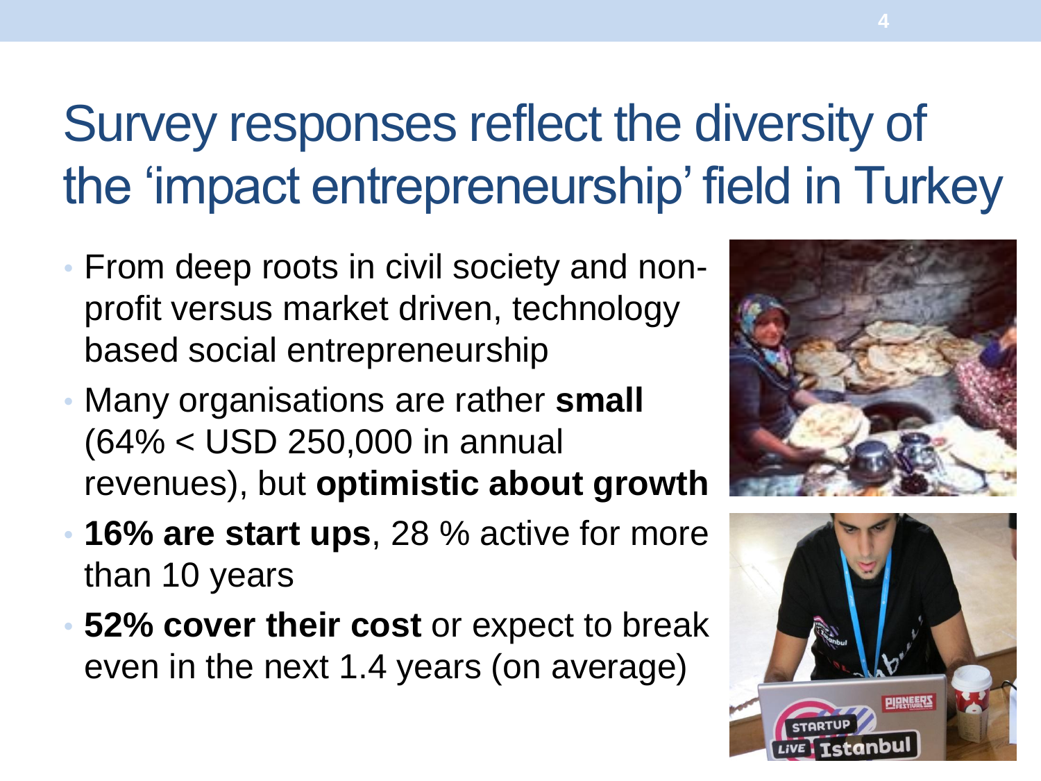# Survey responses reflect the diversity of the 'impact entrepreneurship' field in Turkey

- From deep roots in civil society and non-profit versus market driven, technology based social entrepreneurship
- Many organisations are rather **small** (64% < USD 250,000 in annual revenues), but **optimistic about growth**
- **16% are start ups**, 28 % active for more than 10 years
- **52% cover their cost** or expect to break even in the next 1.4 years (on average)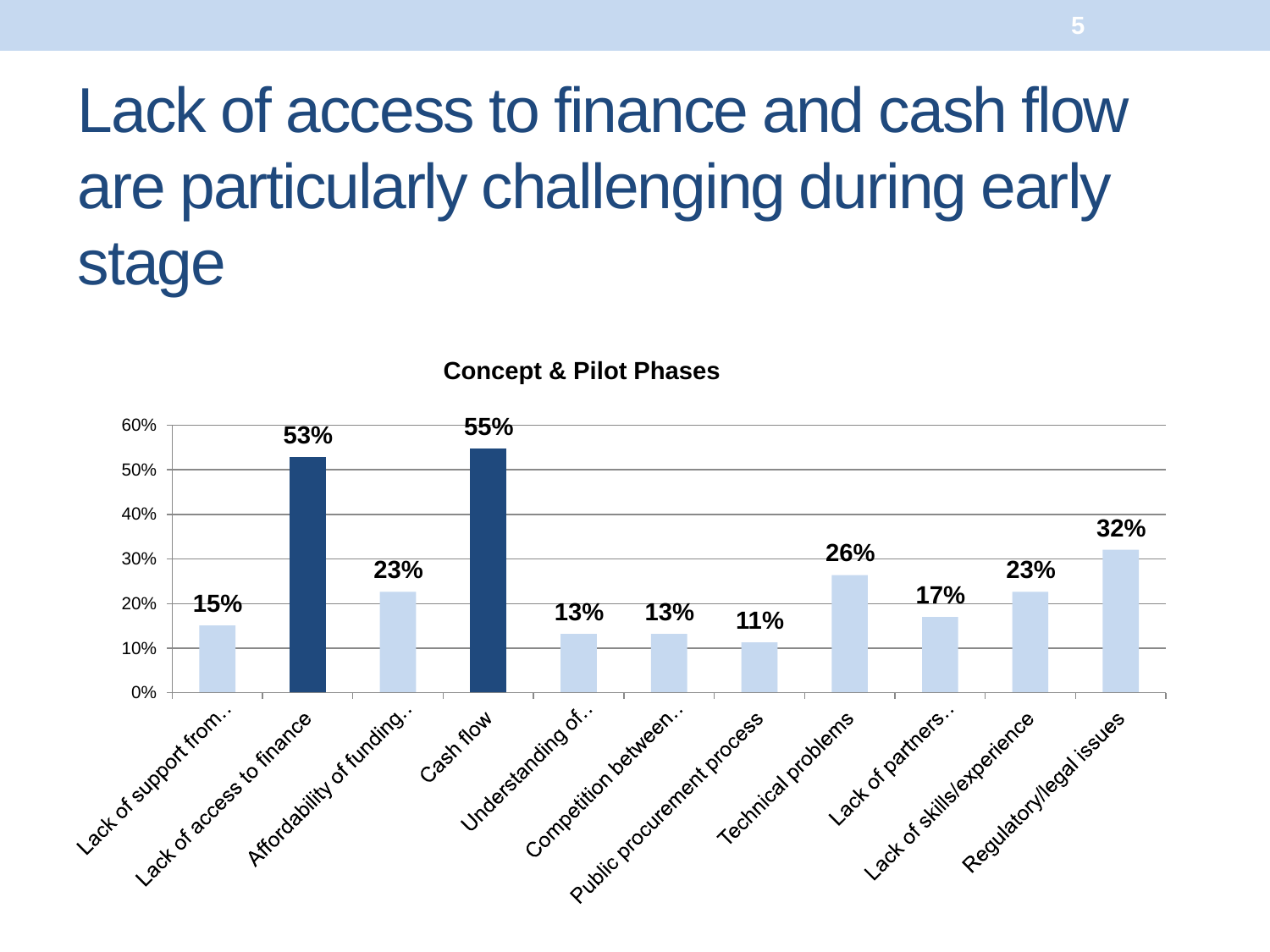# Lack of access to finance and cash flow are particularly challenging during early stage

**Concept & Pilot Phases**

| Challenge | % |
| --- | --- |
| Lack of support from… | 15% |
| Lack of access to finance | 53% |
| Affordability of funding… | 23% |
| Cash flow | 55% |
| Understanding of… | 13% |
| Competition between… | 13% |
| Public procurement process | 11% |
| Technical problems | 26% |
| Lack of partners… | 17% |
| Lack of skills/experience | 23% |
| Regulatory/legal issues | 32% |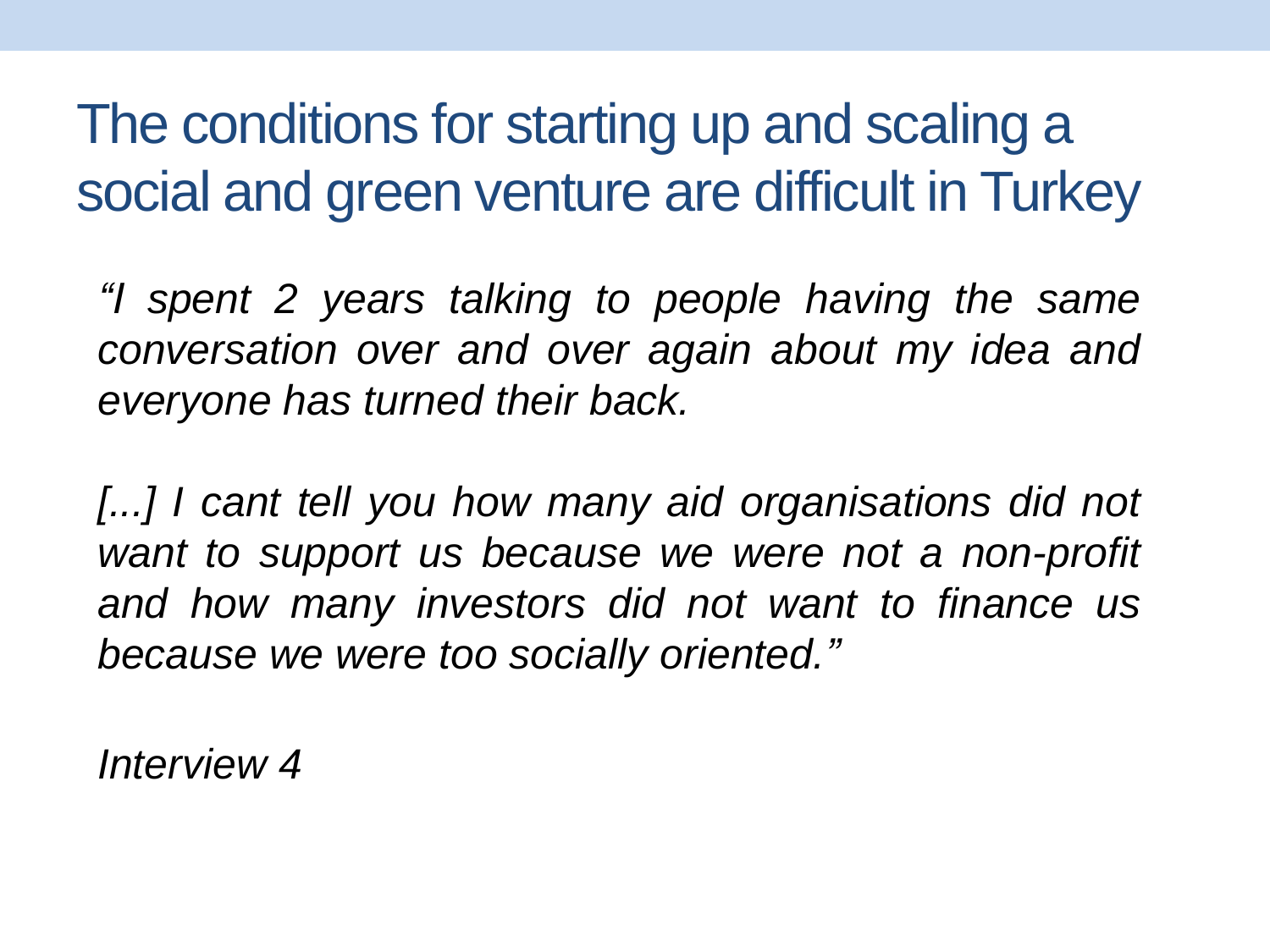# The conditions for starting up and scaling a social and green venture are difficult in Turkey

*“I spent 2 years talking to people having the same conversation over and over again about my idea and everyone has turned their back.*

*[...] I cant tell you how many aid organisations did not want to support us because we were not a non-profit and how many investors did not want to finance us because we were too socially oriented.”*

*Interview 4*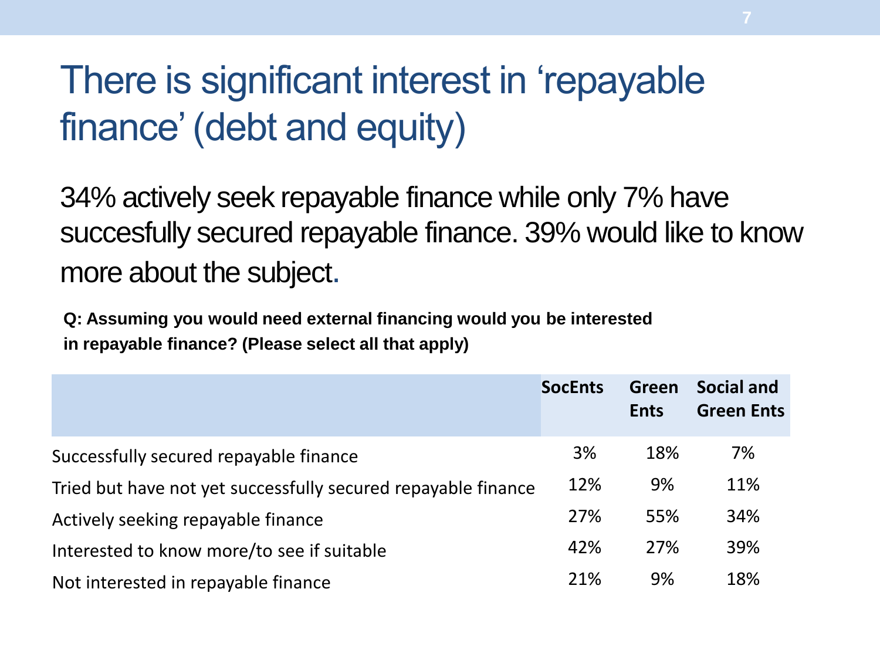# There is significant interest in 'repayable finance' (debt and equity)

34% actively seek repayable finance while only 7% have succesfully secured repayable finance. 39% would like to know more about the subject.

**Q: Assuming you would need external financing would you be interested in repayable finance? (Please select all that apply)**

| | SocEnts | Green Ents | Social and Green Ents |
|---|---|---|---|
| Successfully secured repayable finance | 3% | 18% | 7% |
| Tried but have not yet successfully secured repayable finance | 12% | 9% | 11% |
| Actively seeking repayable finance | 27% | 55% | 34% |
| Interested to know more/to see if suitable | 42% | 27% | 39% |
| Not interested in repayable finance | 21% | 9% | 18% |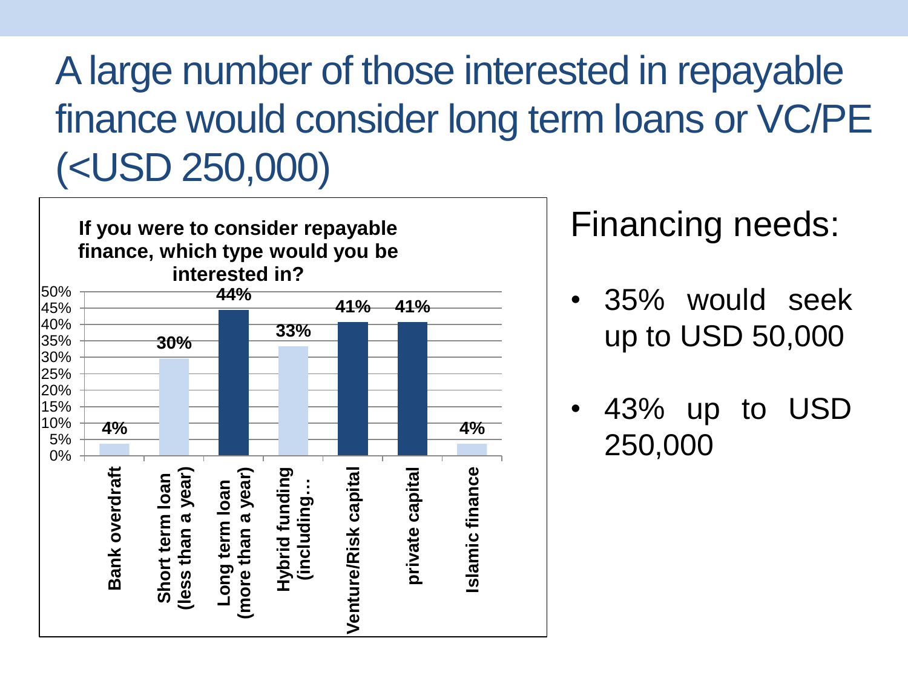# A large number of those interested in repayable finance would consider long term loans or VC/PE (<USD 250,000)

**If you were to consider repayable finance, which type would you be interested in?**

| Type | Percentage |
| --- | --- |
| Bank overdraft | 4% |
| Short term loan (less than a year) | 30% |
| Long term loan (more than a year) | 44% |
| Hybrid funding (including… | 33% |
| Venture/Risk capital | 41% |
| private capital | 41% |
| Islamic finance | 4% |

## Financing needs:

- 35% would seek up to USD 50,000
- 43% up to USD 250,000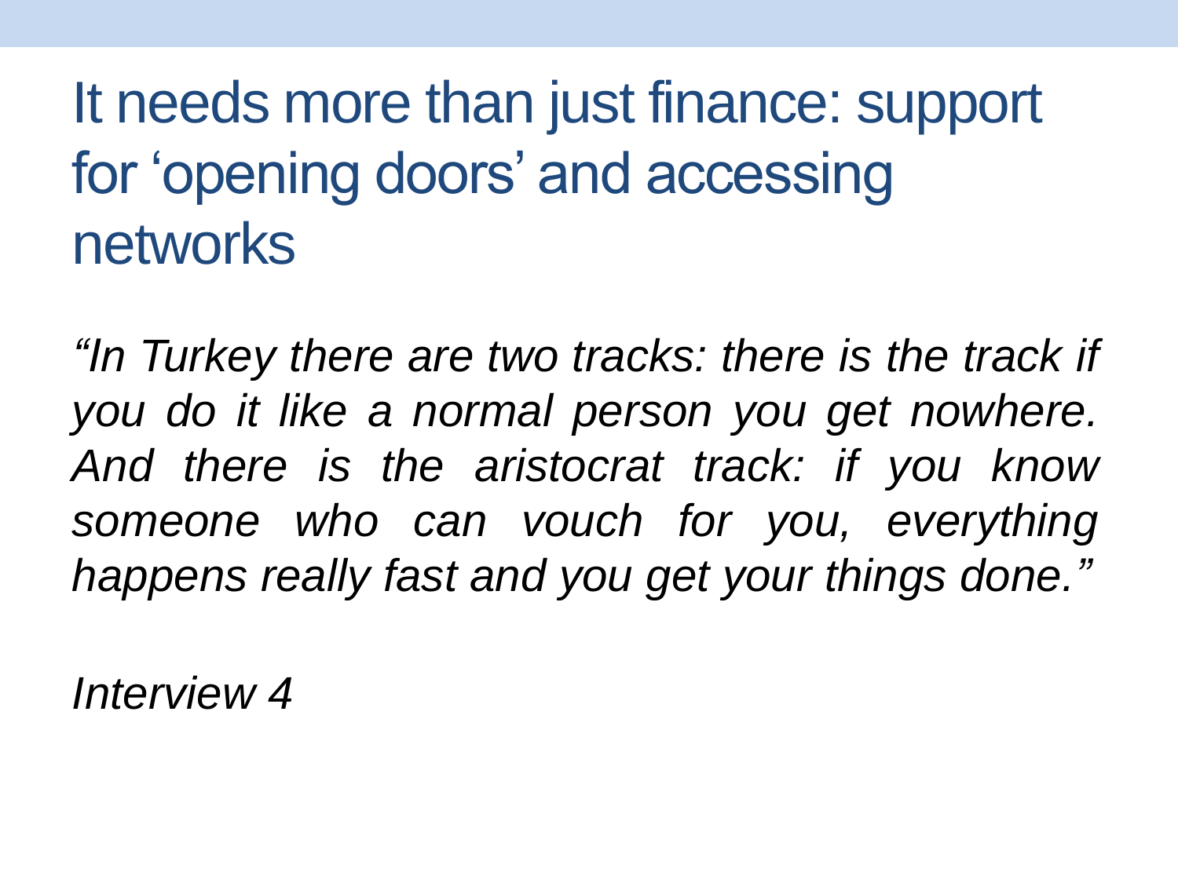# It needs more than just finance: support for 'opening doors' and accessing networks

*"In Turkey there are two tracks: there is the track if you do it like a normal person you get nowhere. And there is the aristocrat track: if you know someone who can vouch for you, everything happens really fast and you get your things done."*

*Interview 4*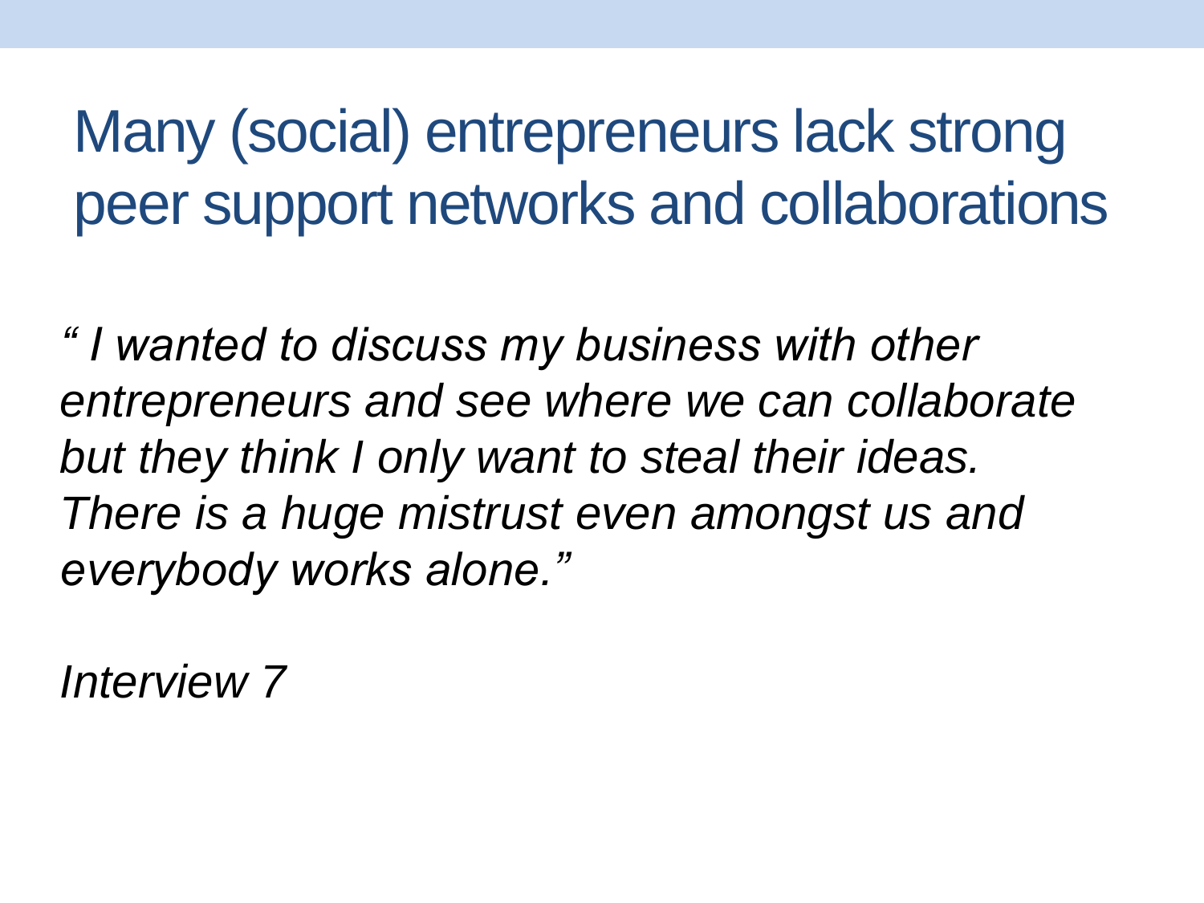# Many (social) entrepreneurs lack strong peer support networks and collaborations

*" I wanted to discuss my business with other entrepreneurs and see where we can collaborate but they think I only want to steal their ideas. There is a huge mistrust even amongst us and everybody works alone."*

*Interview 7*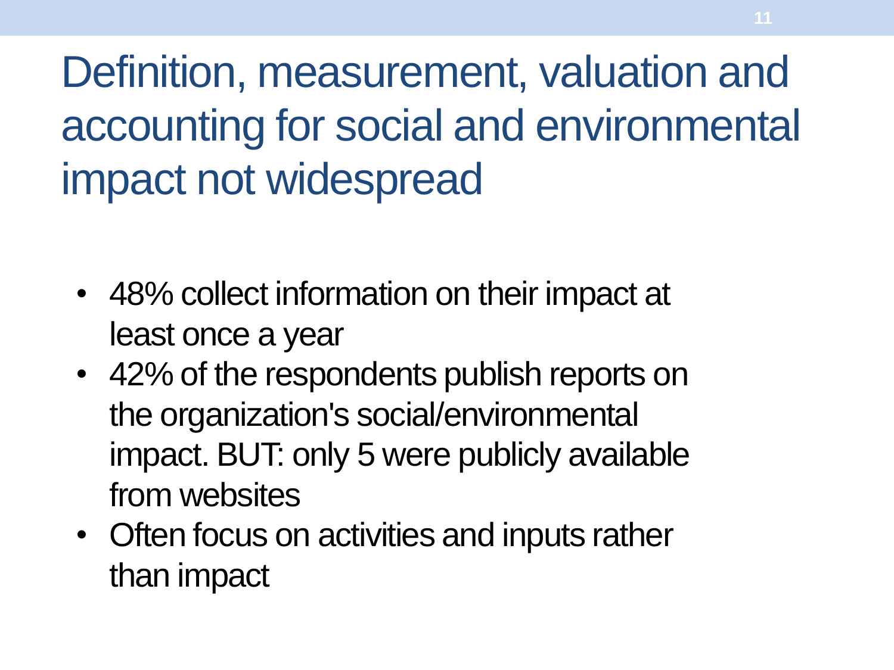# Definition, measurement, valuation and accounting for social and environmental impact not widespread

- 48% collect information on their impact at least once a year
- 42% of the respondents publish reports on the organization's social/environmental impact. BUT: only 5 were publicly available from websites
- Often focus on activities and inputs rather than impact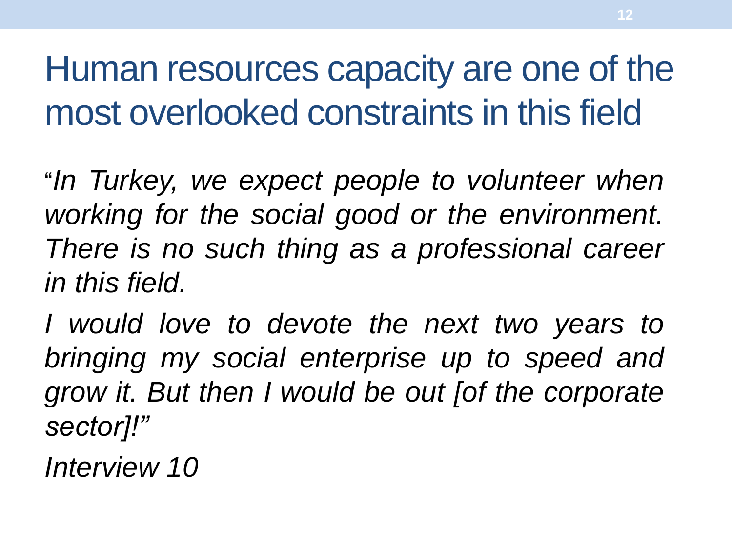# Human resources capacity are one of the most overlooked constraints in this field

"*In Turkey, we expect people to volunteer when working for the social good or the environment. There is no such thing as a professional career in this field.*

*I would love to devote the next two years to bringing my social enterprise up to speed and grow it. But then I would be out [of the corporate sector]!"*

*Interview 10*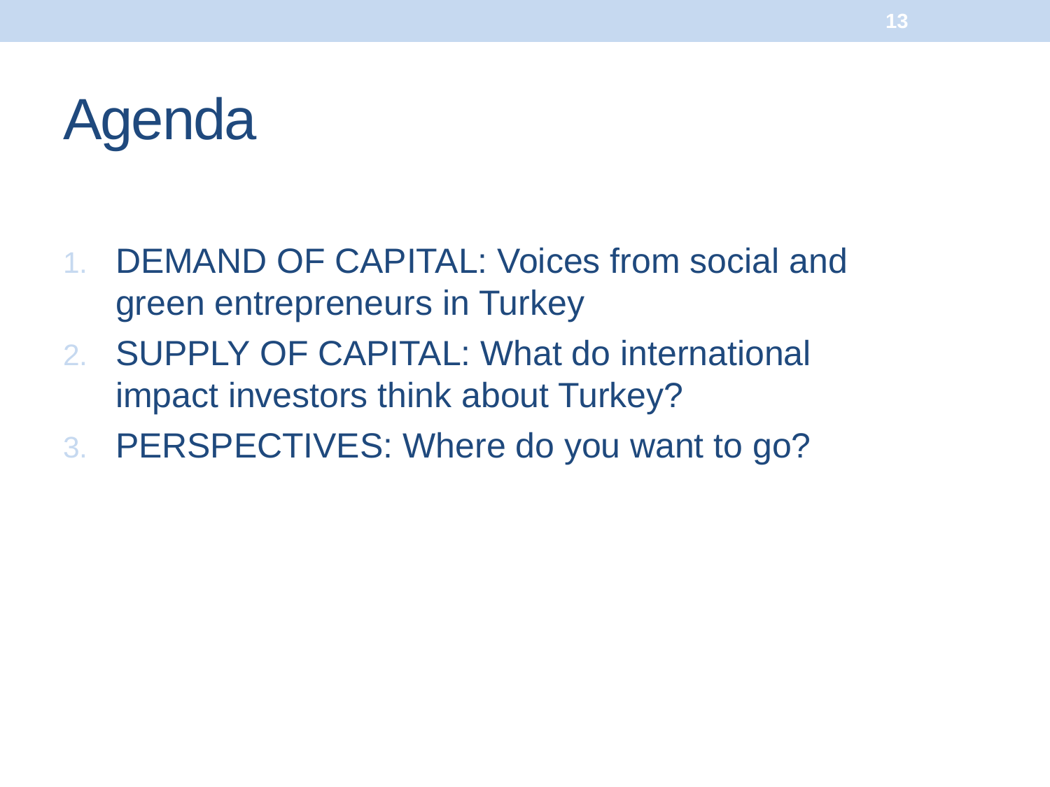# Agenda

1. DEMAND OF CAPITAL: Voices from social and green entrepreneurs in Turkey
2. SUPPLY OF CAPITAL: What do international impact investors think about Turkey?
3. PERSPECTIVES: Where do you want to go?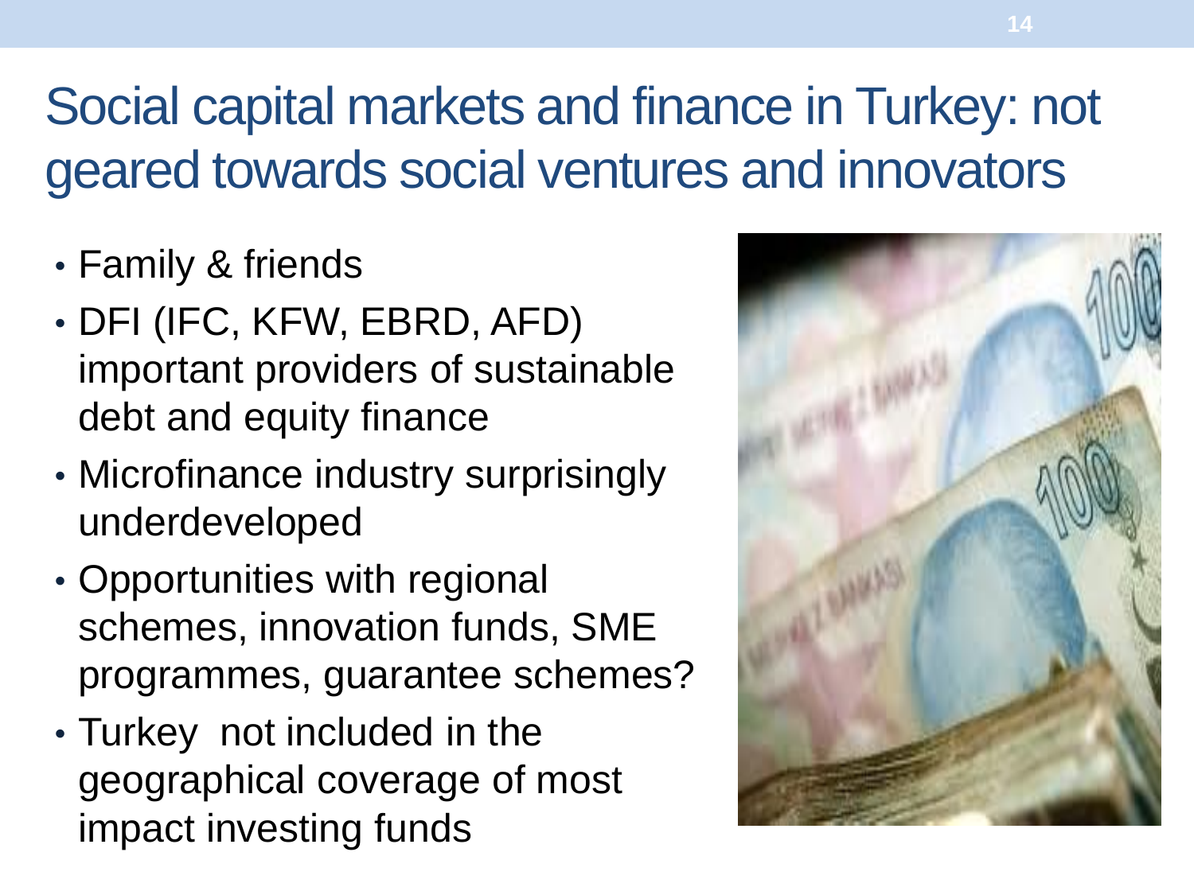# Social capital markets and finance in Turkey: not geared towards social ventures and innovators

- Family & friends
- DFI (IFC, KFW, EBRD, AFD) important providers of sustainable debt and equity finance
- Microfinance industry surprisingly underdeveloped
- Opportunities with regional schemes, innovation funds, SME programmes, guarantee schemes?
- Turkey not included in the geographical coverage of most impact investing funds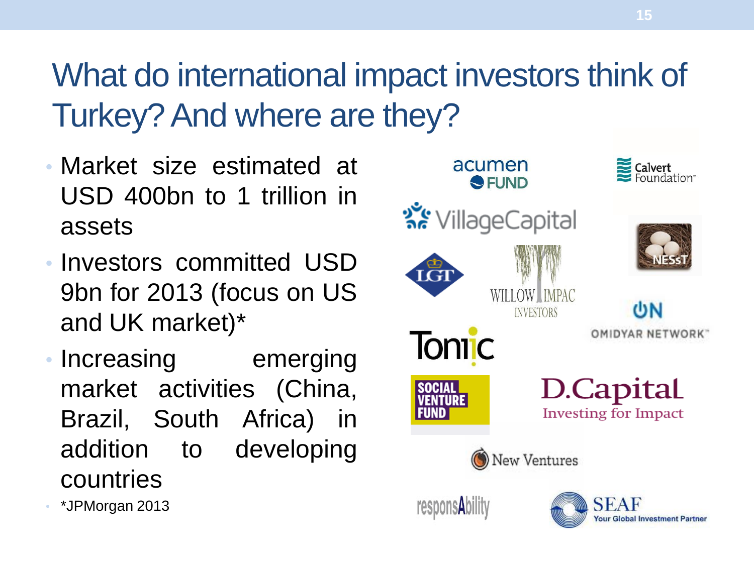# What do international impact investors think of Turkey? And where are they?

- Market size estimated at USD 400bn to 1 trillion in assets
- Investors committed USD 9bn for 2013 (focus on US and UK market)*
- Increasing emerging market activities (China, Brazil, South Africa) in addition to developing countries
- *JPMorgan 2013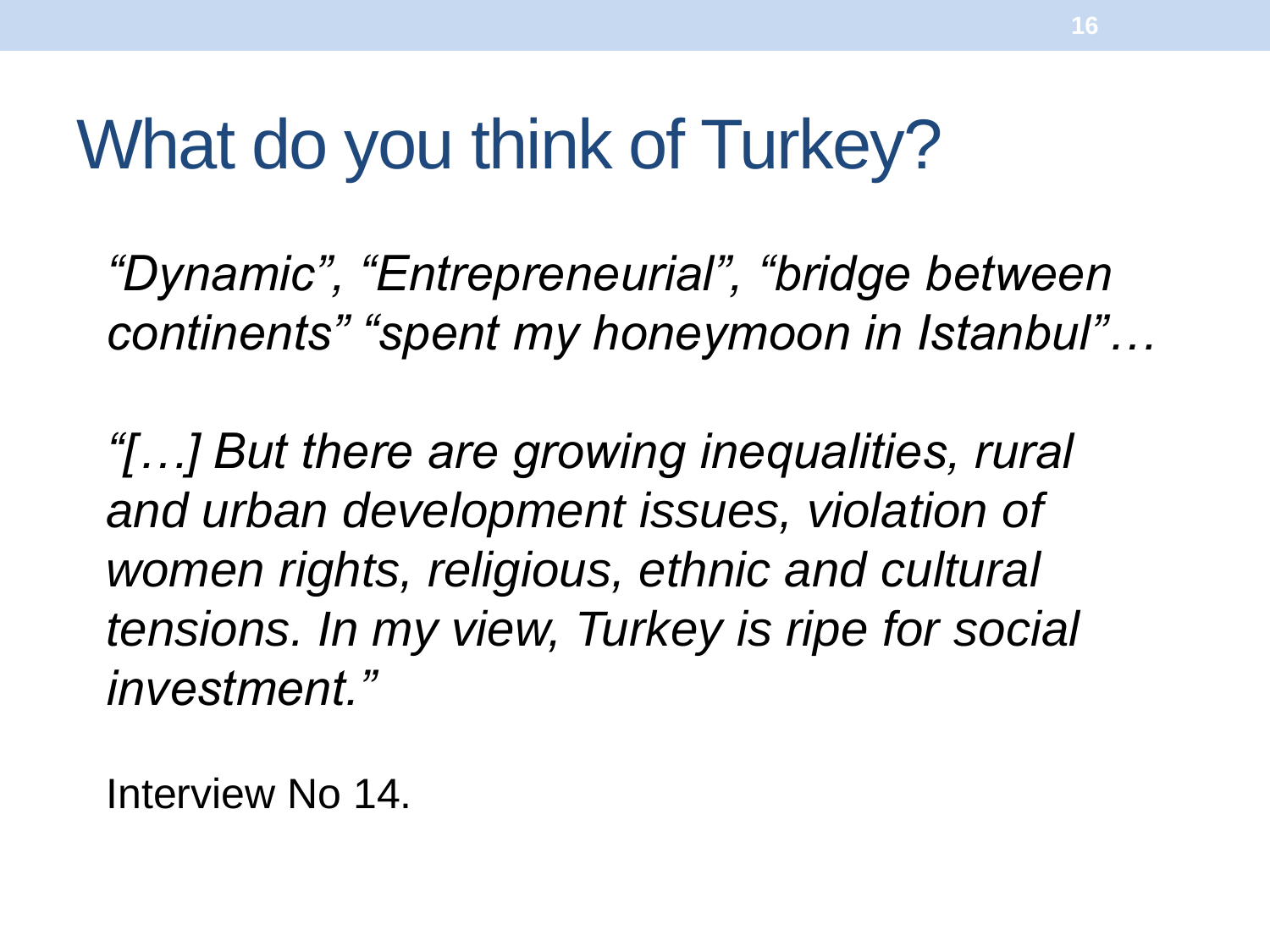# What do you think of Turkey?

*“Dynamic”, “Entrepreneurial”, “bridge between continents” “spent my honeymoon in Istanbul”…*

*“[…] But there are growing inequalities, rural and urban development issues, violation of women rights, religious, ethnic and cultural tensions. In my view, Turkey is ripe for social investment.”*

Interview No 14.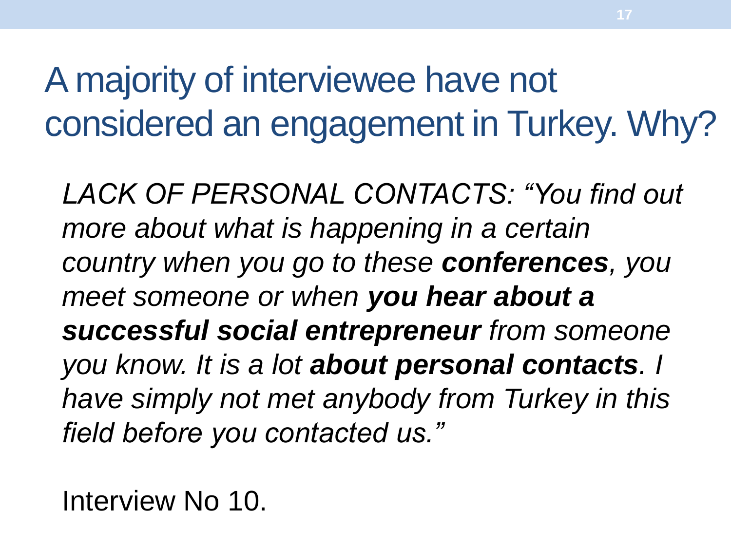# A majority of interviewee have not considered an engagement in Turkey. Why?

*LACK OF PERSONAL CONTACTS: "You find out more about what is happening in a certain country when you go to these **conferences**, you meet someone or when **you hear about a successful social entrepreneur** from someone you know. It is a lot **about personal contacts**. I have simply not met anybody from Turkey in this field before you contacted us."*

Interview No 10.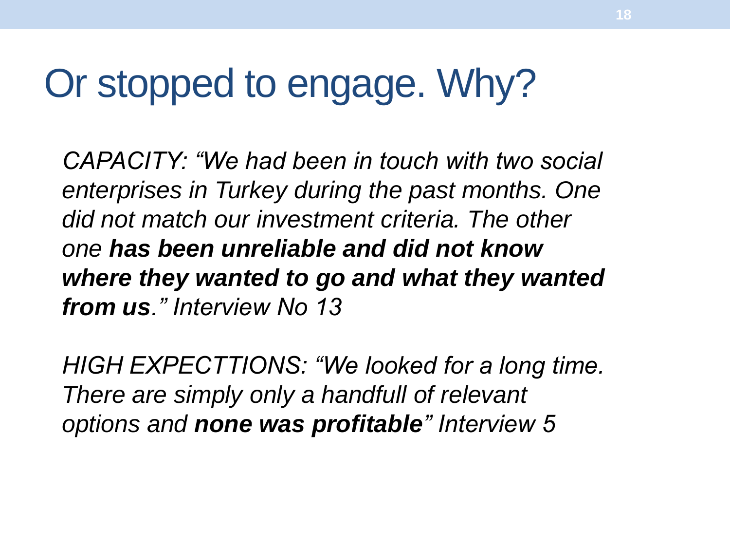# Or stopped to engage. Why?

*CAPACITY: "We had been in touch with two social enterprises in Turkey during the past months. One did not match our investment criteria. The other one **has been unreliable and did not know where they wanted to go and what they wanted from us**." Interview No 13*

*HIGH EXPECTTIONS: "We looked for a long time. There are simply only a handfull of relevant options and **none was profitable**" Interview 5*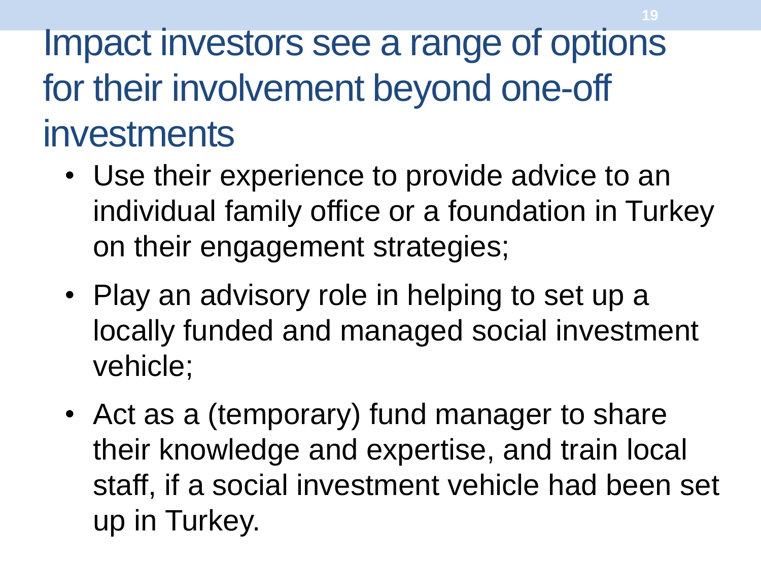# Impact investors see a range of options for their involvement beyond one-off investments

- Use their experience to provide advice to an individual family office or a foundation in Turkey on their engagement strategies;
- Play an advisory role in helping to set up a locally funded and managed social investment vehicle;
- Act as a (temporary) fund manager to share their knowledge and expertise, and train local staff, if a social investment vehicle had been set up in Turkey.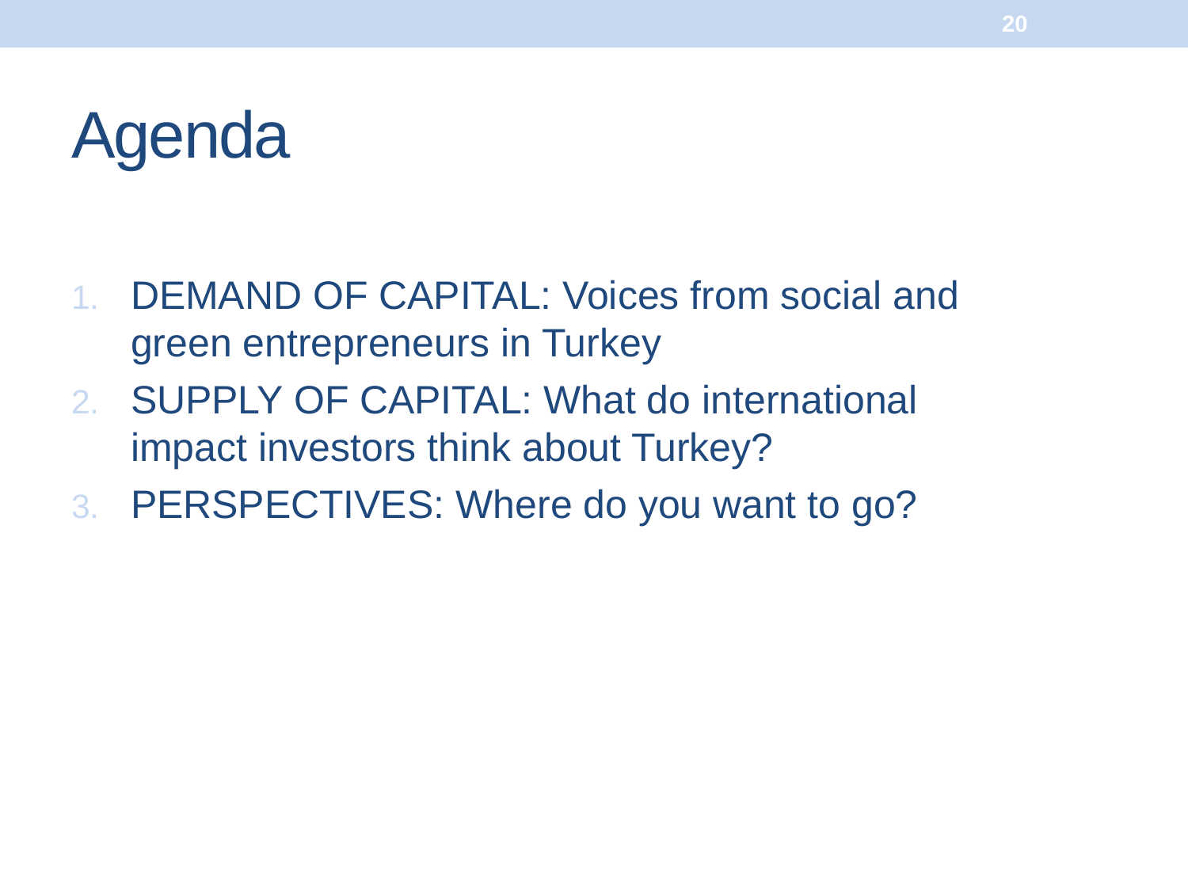# Agenda

1. DEMAND OF CAPITAL: Voices from social and green entrepreneurs in Turkey
2. SUPPLY OF CAPITAL: What do international impact investors think about Turkey?
3. PERSPECTIVES: Where do you want to go?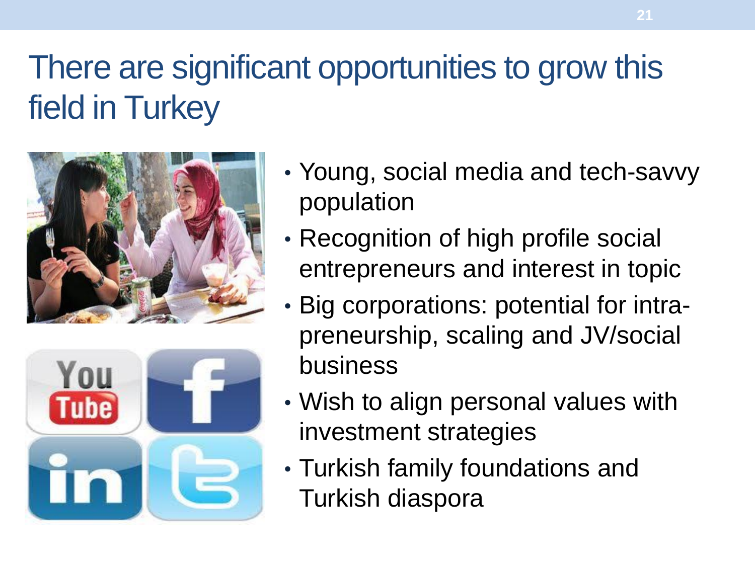# There are significant opportunities to grow this field in Turkey

- Young, social media and tech-savvy population
- Recognition of high profile social entrepreneurs and interest in topic
- Big corporations: potential for intra-preneurship, scaling and JV/social business
- Wish to align personal values with investment strategies
- Turkish family foundations and Turkish diaspora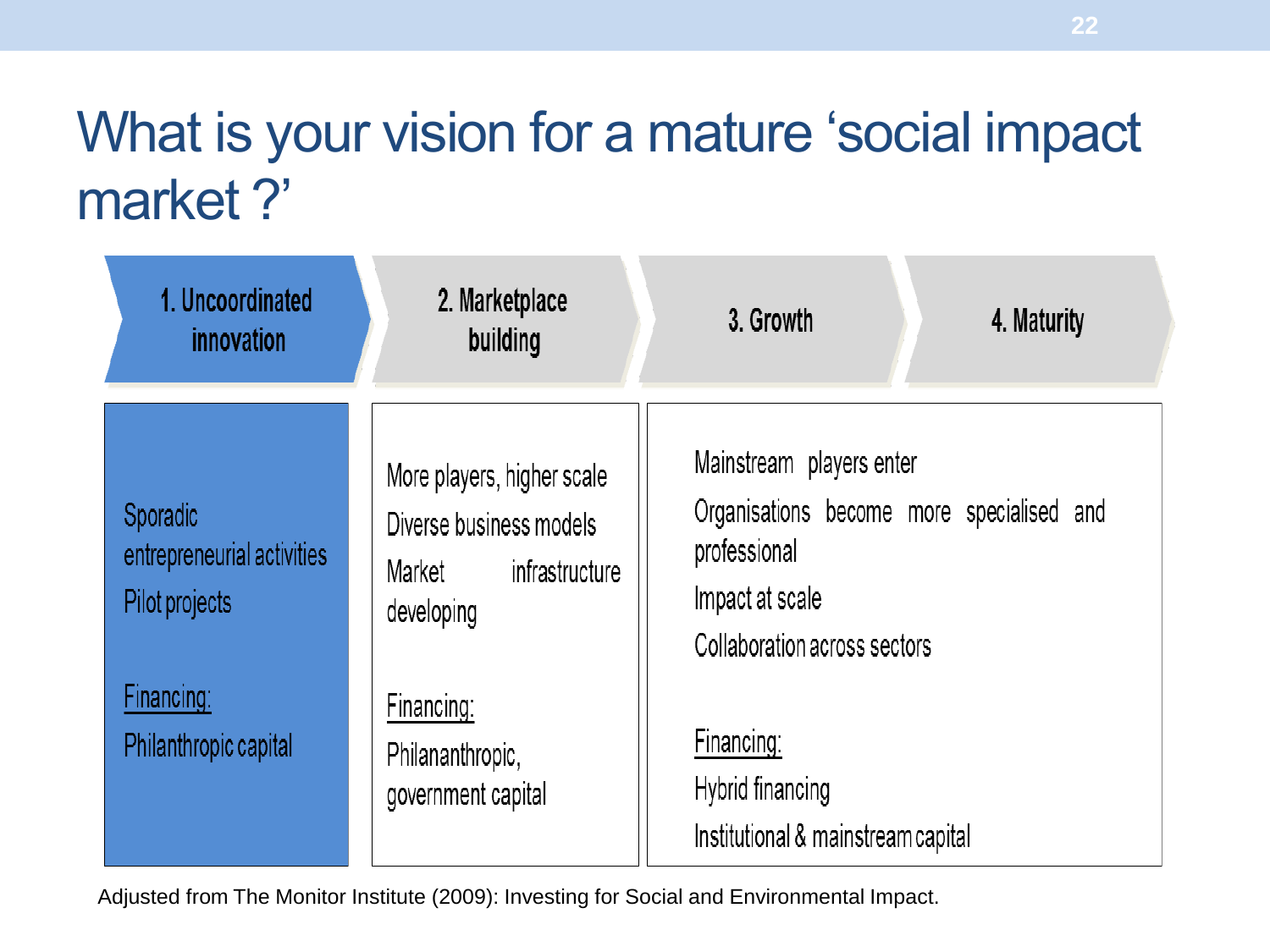# What is your vision for a mature 'social impact market ?'

| 1. Uncoordinated innovation | 2. Marketplace building | 3. Growth | 4. Maturity |
|---|---|---|---|
| Sporadic entrepreneurial activities<br>Pilot projects<br><br>Financing:<br>Philanthropic capital | More players, higher scale<br>Diverse business models<br>Market infrastructure developing<br><br>Financing:<br>Philananthropic, government capital | Mainstream players enter<br>Organisations become more specialised and professional<br>Impact at scale<br>Collaboration across sectors<br><br>Financing:<br>Hybrid financing<br>Institutional & mainstream capital | |

Adjusted from The Monitor Institute (2009): Investing for Social and Environmental Impact.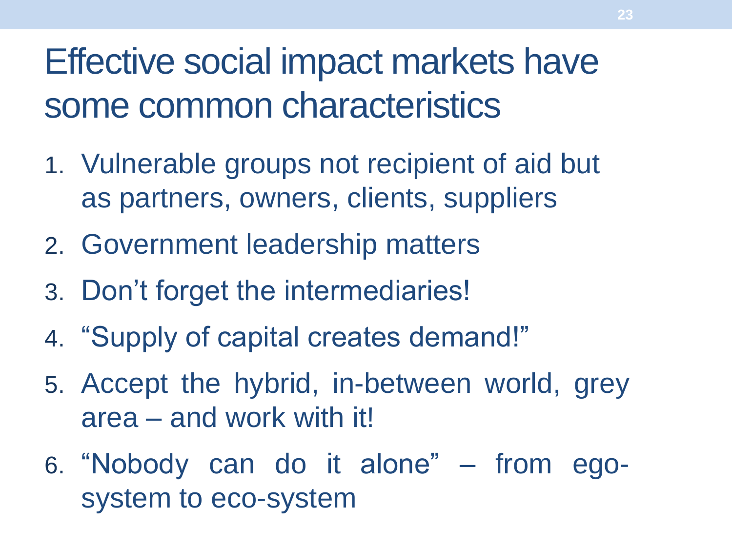# Effective social impact markets have some common characteristics

1. Vulnerable groups not recipient of aid but as partners, owners, clients, suppliers
2. Government leadership matters
3. Don't forget the intermediaries!
4. "Supply of capital creates demand!"
5. Accept the hybrid, in-between world, grey area – and work with it!
6. "Nobody can do it alone" – from ego-system to eco-system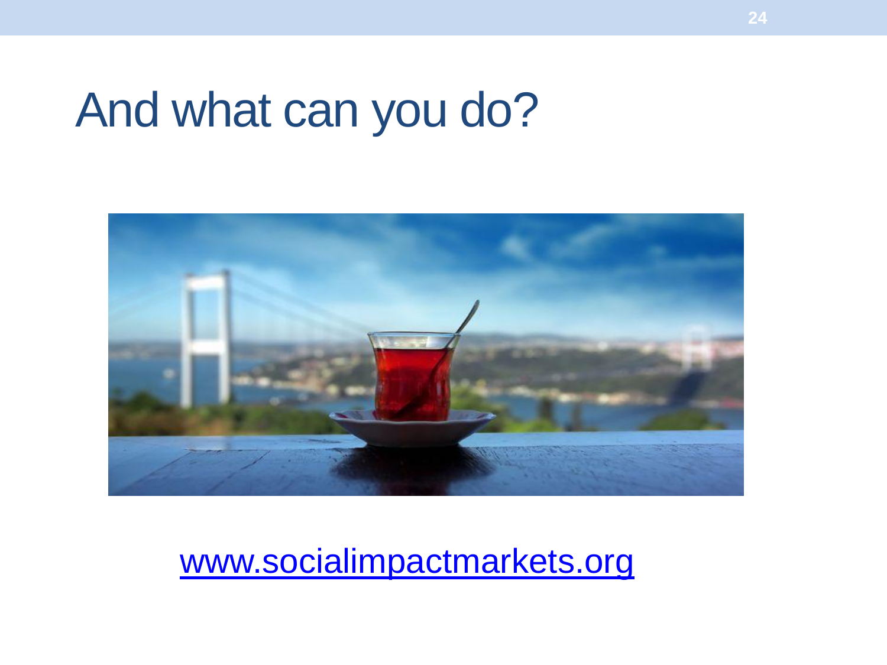# And what can you do?

www.socialimpactmarkets.org